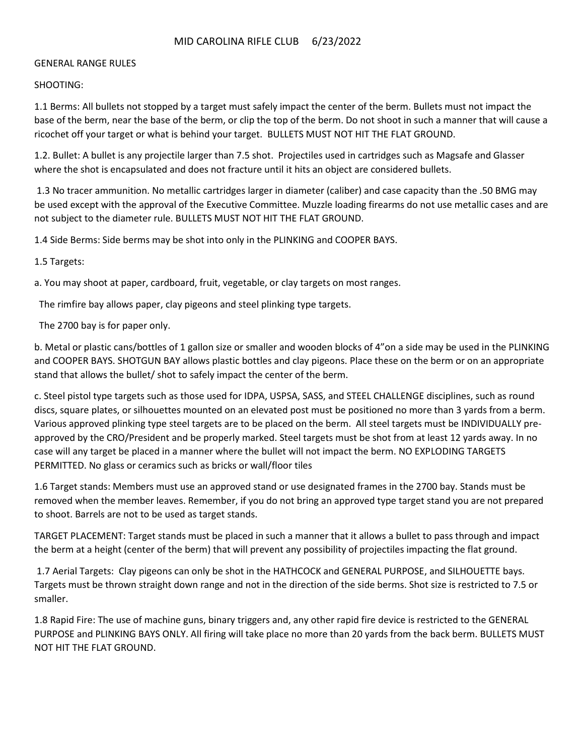# MID CAROLINA RIFLE CLUB 6/23/2022

## GENERAL RANGE RULES

### SHOOTING:

1.1 Berms: All bullets not stopped by a target must safely impact the center of the berm. Bullets must not impact the base of the berm, near the base of the berm, or clip the top of the berm. Do not shoot in such a manner that will cause a ricochet off your target or what is behind your target. BULLETS MUST NOT HIT THE FLAT GROUND.

1.2. Bullet: A bullet is any projectile larger than 7.5 shot. Projectiles used in cartridges such as Magsafe and Glasser where the shot is encapsulated and does not fracture until it hits an object are considered bullets.

1.3 No tracer ammunition. No metallic cartridges larger in diameter (caliber) and case capacity than the .50 BMG may be used except with the approval of the Executive Committee. Muzzle loading firearms do not use metallic cases and are not subject to the diameter rule. BULLETS MUST NOT HIT THE FLAT GROUND.

1.4 Side Berms: Side berms may be shot into only in the PLINKING and COOPER BAYS.

1.5 Targets:

a. You may shoot at paper, cardboard, fruit, vegetable, or clay targets on most ranges.

The rimfire bay allows paper, clay pigeons and steel plinking type targets.

The 2700 bay is for paper only.

b. Metal or plastic cans/bottles of 1 gallon size or smaller and wooden blocks of 4”on a side may be used in the PLINKING and COOPER BAYS. SHOTGUN BAY allows plastic bottles and clay pigeons. Place these on the berm or on an appropriate stand that allows the bullet/ shot to safely impact the center of the berm.

c. Steel pistol type targets such as those used for IDPA, USPSA, SASS, and STEEL CHALLENGE disciplines, such as round discs, square plates, or silhouettes mounted on an elevated post must be positioned no more than 3 yards from a berm. Various approved plinking type steel targets are to be placed on the berm. All steel targets must be INDIVIDUALLY pre-approved by the CRO/President and be properly marked. Steel targets must be shot from at least 12 yards away. In no case will any target be placed in a manner where the bullet will not impact the berm. NO EXPLODING TARGETS PERMITTED. No glass or ceramics such as bricks or wall/floor tiles

1.6 Target stands: Members must use an approved stand or use designated frames in the 2700 bay. Stands must be removed when the member leaves. Remember, if you do not bring an approved type target stand you are not prepared to shoot. Barrels are not to be used as target stands.

TARGET PLACEMENT: Target stands must be placed in such a manner that it allows a bullet to pass through and impact the berm at a height (center of the berm) that will prevent any possibility of projectiles impacting the flat ground.

1.7 Aerial Targets: Clay pigeons can only be shot in the HATHCOCK and GENERAL PURPOSE, and SILHOUETTE bays. Targets must be thrown straight down range and not in the direction of the side berms. Shot size is restricted to 7.5 or smaller.

1.8 Rapid Fire: The use of machine guns, binary triggers and, any other rapid fire device is restricted to the GENERAL PURPOSE and PLINKING BAYS ONLY. All firing will take place no more than 20 yards from the back berm. BULLETS MUST NOT HIT THE FLAT GROUND.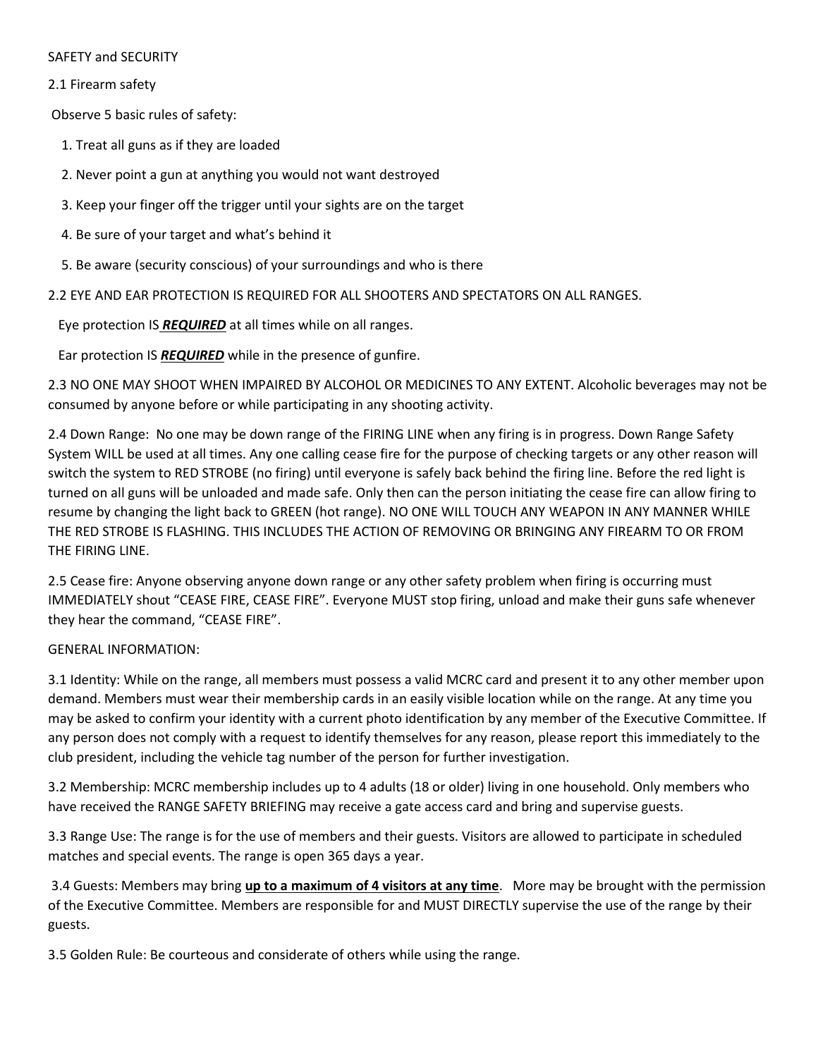## SAFETY and SECURITY

### 2.1 Firearm safety

Observe 5 basic rules of safety:

1. Treat all guns as if they are loaded
2. Never point a gun at anything you would not want destroyed
3. Keep your finger off the trigger until your sights are on the target
4. Be sure of your target and what's behind it
5. Be aware (security conscious) of your surroundings and who is there

2.2 EYE AND EAR PROTECTION IS REQUIRED FOR ALL SHOOTERS AND SPECTATORS ON ALL RANGES.

Eye protection IS ***REQUIRED*** at all times while on all ranges.

Ear protection IS ***REQUIRED*** while in the presence of gunfire.

2.3 NO ONE MAY SHOOT WHEN IMPAIRED BY ALCOHOL OR MEDICINES TO ANY EXTENT. Alcoholic beverages may not be consumed by anyone before or while participating in any shooting activity.

2.4 Down Range: No one may be down range of the FIRING LINE when any firing is in progress. Down Range Safety System WILL be used at all times. Any one calling cease fire for the purpose of checking targets or any other reason will switch the system to RED STROBE (no firing) until everyone is safely back behind the firing line. Before the red light is turned on all guns will be unloaded and made safe. Only then can the person initiating the cease fire can allow firing to resume by changing the light back to GREEN (hot range). NO ONE WILL TOUCH ANY WEAPON IN ANY MANNER WHILE THE RED STROBE IS FLASHING. THIS INCLUDES THE ACTION OF REMOVING OR BRINGING ANY FIREARM TO OR FROM THE FIRING LINE.

2.5 Cease fire: Anyone observing anyone down range or any other safety problem when firing is occurring must IMMEDIATELY shout "CEASE FIRE, CEASE FIRE". Everyone MUST stop firing, unload and make their guns safe whenever they hear the command, "CEASE FIRE".

## GENERAL INFORMATION:

3.1 Identity: While on the range, all members must possess a valid MCRC card and present it to any other member upon demand. Members must wear their membership cards in an easily visible location while on the range. At any time you may be asked to confirm your identity with a current photo identification by any member of the Executive Committee. If any person does not comply with a request to identify themselves for any reason, please report this immediately to the club president, including the vehicle tag number of the person for further investigation.

3.2 Membership: MCRC membership includes up to 4 adults (18 or older) living in one household. Only members who have received the RANGE SAFETY BRIEFING may receive a gate access card and bring and supervise guests.

3.3 Range Use: The range is for the use of members and their guests. Visitors are allowed to participate in scheduled matches and special events. The range is open 365 days a year.

3.4 Guests: Members may bring <u>**up to a maximum of 4 visitors at any time**</u>. More may be brought with the permission of the Executive Committee. Members are responsible for and MUST DIRECTLY supervise the use of the range by their guests.

3.5 Golden Rule: Be courteous and considerate of others while using the range.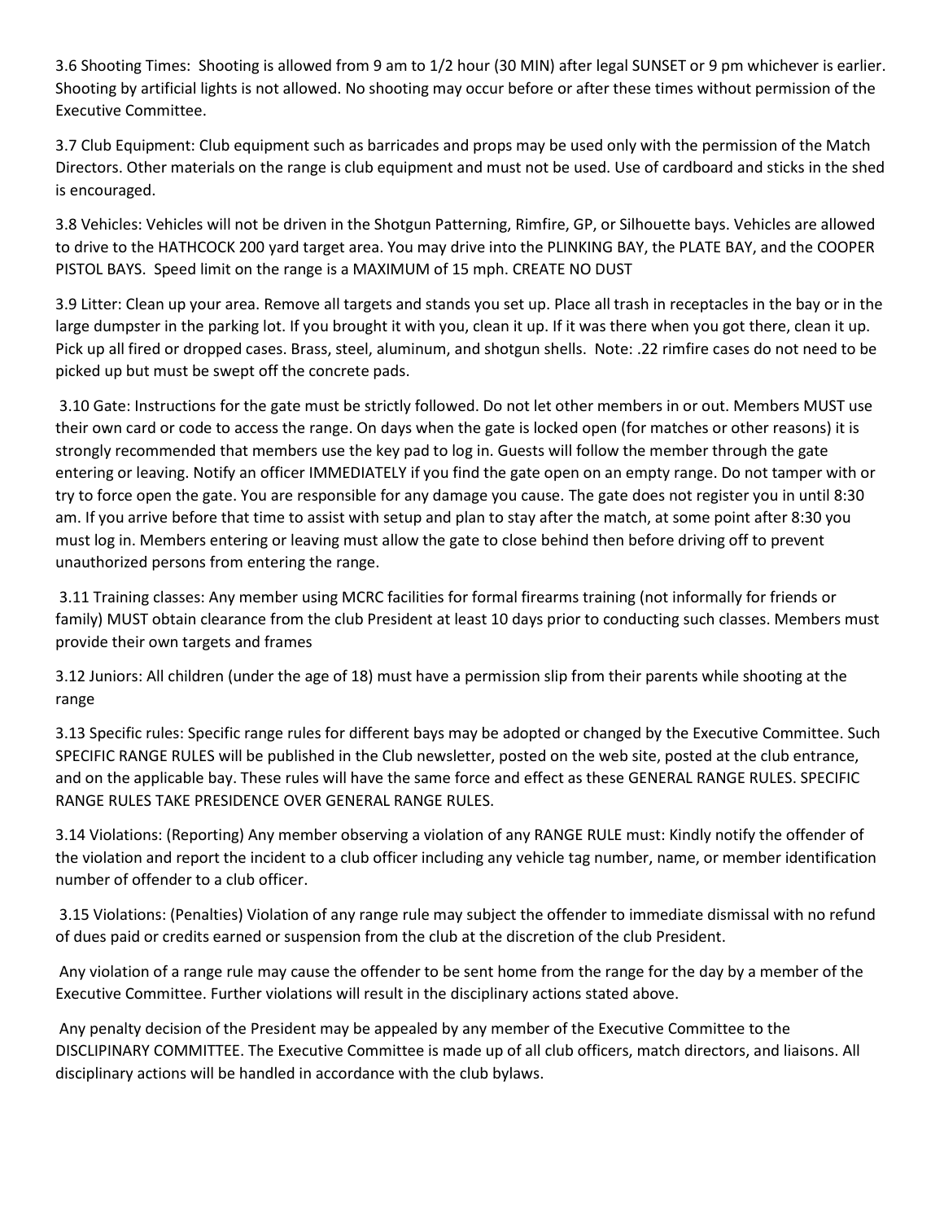3.6 Shooting Times: Shooting is allowed from 9 am to 1/2 hour (30 MIN) after legal SUNSET or 9 pm whichever is earlier. Shooting by artificial lights is not allowed. No shooting may occur before or after these times without permission of the Executive Committee.

3.7 Club Equipment: Club equipment such as barricades and props may be used only with the permission of the Match Directors. Other materials on the range is club equipment and must not be used. Use of cardboard and sticks in the shed is encouraged.

3.8 Vehicles: Vehicles will not be driven in the Shotgun Patterning, Rimfire, GP, or Silhouette bays. Vehicles are allowed to drive to the HATHCOCK 200 yard target area. You may drive into the PLINKING BAY, the PLATE BAY, and the COOPER PISTOL BAYS. Speed limit on the range is a MAXIMUM of 15 mph. CREATE NO DUST

3.9 Litter: Clean up your area. Remove all targets and stands you set up. Place all trash in receptacles in the bay or in the large dumpster in the parking lot. If you brought it with you, clean it up. If it was there when you got there, clean it up. Pick up all fired or dropped cases. Brass, steel, aluminum, and shotgun shells. Note: .22 rimfire cases do not need to be picked up but must be swept off the concrete pads.

3.10 Gate: Instructions for the gate must be strictly followed. Do not let other members in or out. Members MUST use their own card or code to access the range. On days when the gate is locked open (for matches or other reasons) it is strongly recommended that members use the key pad to log in. Guests will follow the member through the gate entering or leaving. Notify an officer IMMEDIATELY if you find the gate open on an empty range. Do not tamper with or try to force open the gate. You are responsible for any damage you cause. The gate does not register you in until 8:30 am. If you arrive before that time to assist with setup and plan to stay after the match, at some point after 8:30 you must log in. Members entering or leaving must allow the gate to close behind then before driving off to prevent unauthorized persons from entering the range.

3.11 Training classes: Any member using MCRC facilities for formal firearms training (not informally for friends or family) MUST obtain clearance from the club President at least 10 days prior to conducting such classes. Members must provide their own targets and frames

3.12 Juniors: All children (under the age of 18) must have a permission slip from their parents while shooting at the range

3.13 Specific rules: Specific range rules for different bays may be adopted or changed by the Executive Committee. Such SPECIFIC RANGE RULES will be published in the Club newsletter, posted on the web site, posted at the club entrance, and on the applicable bay. These rules will have the same force and effect as these GENERAL RANGE RULES. SPECIFIC RANGE RULES TAKE PRESIDENCE OVER GENERAL RANGE RULES.

3.14 Violations: (Reporting) Any member observing a violation of any RANGE RULE must: Kindly notify the offender of the violation and report the incident to a club officer including any vehicle tag number, name, or member identification number of offender to a club officer.

3.15 Violations: (Penalties) Violation of any range rule may subject the offender to immediate dismissal with no refund of dues paid or credits earned or suspension from the club at the discretion of the club President.

Any violation of a range rule may cause the offender to be sent home from the range for the day by a member of the Executive Committee. Further violations will result in the disciplinary actions stated above.

Any penalty decision of the President may be appealed by any member of the Executive Committee to the DISCLIPINARY COMMITTEE. The Executive Committee is made up of all club officers, match directors, and liaisons. All disciplinary actions will be handled in accordance with the club bylaws.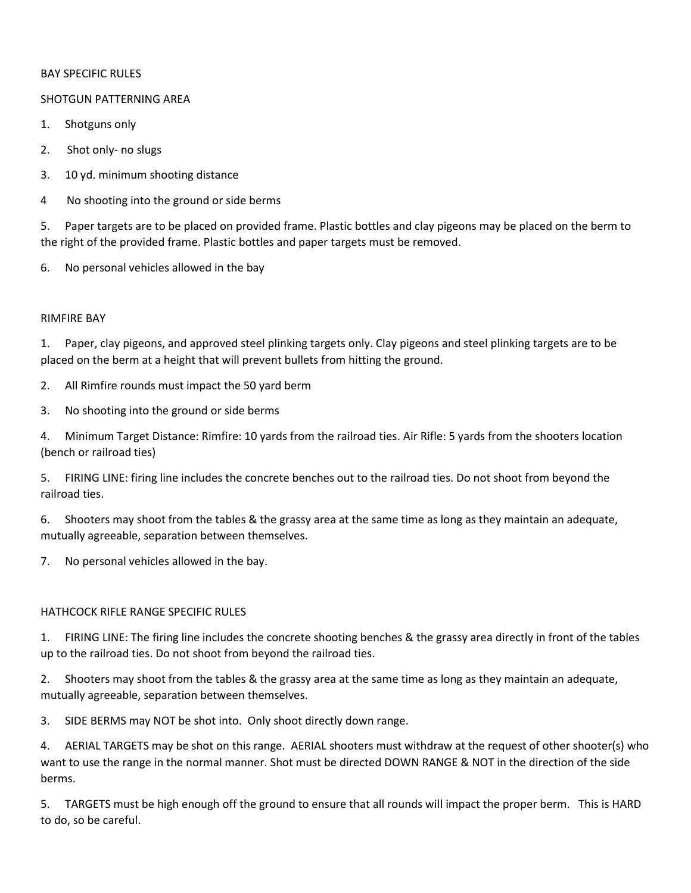## BAY SPECIFIC RULES

### SHOTGUN PATTERNING AREA

1. Shotguns only
2. Shot only- no slugs
3. 10 yd. minimum shooting distance
4. No shooting into the ground or side berms
5. Paper targets are to be placed on provided frame. Plastic bottles and clay pigeons may be placed on the berm to the right of the provided frame. Plastic bottles and paper targets must be removed.
6. No personal vehicles allowed in the bay

### RIMFIRE BAY

1. Paper, clay pigeons, and approved steel plinking targets only. Clay pigeons and steel plinking targets are to be placed on the berm at a height that will prevent bullets from hitting the ground.
2. All Rimfire rounds must impact the 50 yard berm
3. No shooting into the ground or side berms
4. Minimum Target Distance: Rimfire: 10 yards from the railroad ties. Air Rifle: 5 yards from the shooters location (bench or railroad ties)
5. FIRING LINE: firing line includes the concrete benches out to the railroad ties. Do not shoot from beyond the railroad ties.
6. Shooters may shoot from the tables & the grassy area at the same time as long as they maintain an adequate, mutually agreeable, separation between themselves.
7. No personal vehicles allowed in the bay.

### HATHCOCK RIFLE RANGE SPECIFIC RULES

1. FIRING LINE: The firing line includes the concrete shooting benches & the grassy area directly in front of the tables up to the railroad ties. Do not shoot from beyond the railroad ties.
2. Shooters may shoot from the tables & the grassy area at the same time as long as they maintain an adequate, mutually agreeable, separation between themselves.
3. SIDE BERMS may NOT be shot into. Only shoot directly down range.
4. AERIAL TARGETS may be shot on this range. AERIAL shooters must withdraw at the request of other shooter(s) who want to use the range in the normal manner. Shot must be directed DOWN RANGE & NOT in the direction of the side berms.
5. TARGETS must be high enough off the ground to ensure that all rounds will impact the proper berm. This is HARD to do, so be careful.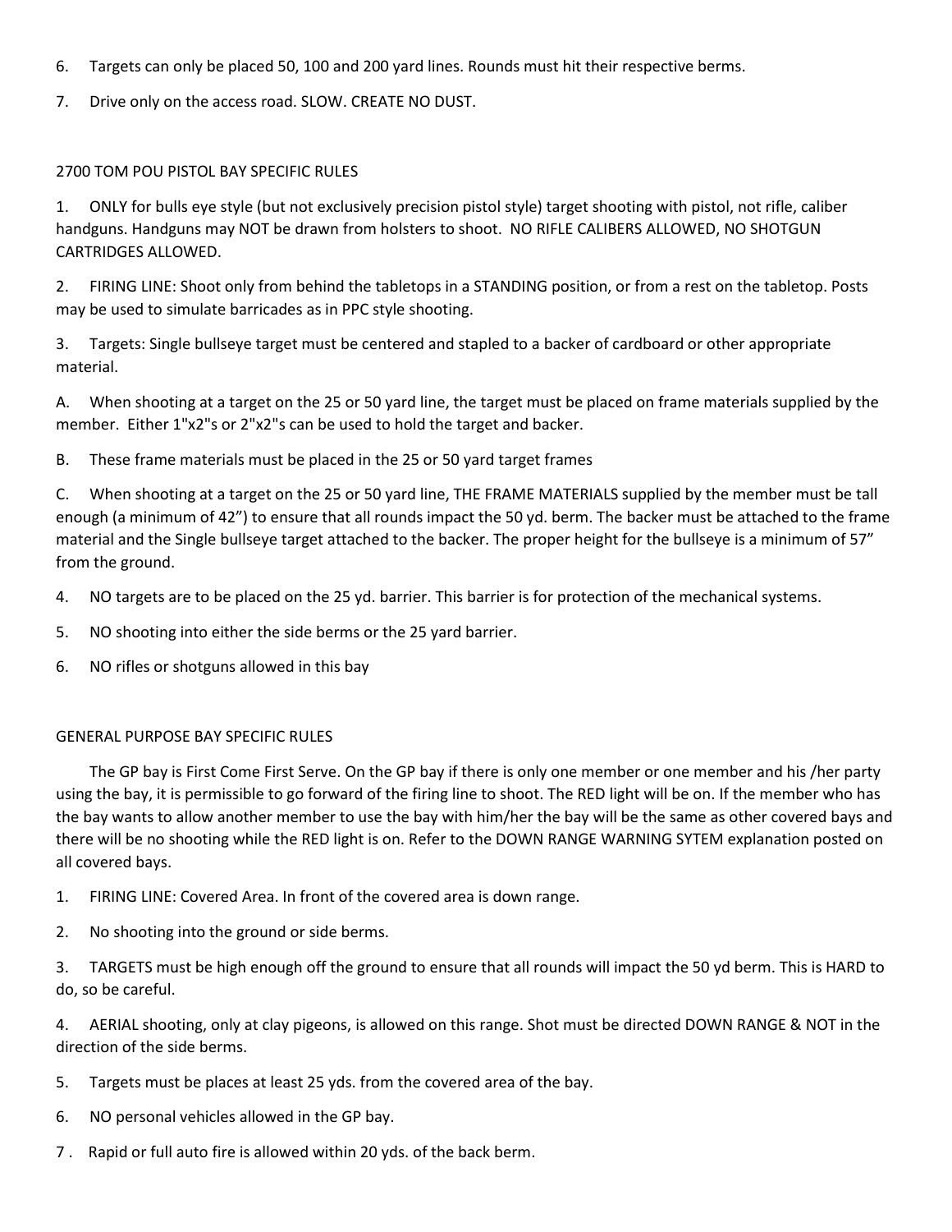6. Targets can only be placed 50, 100 and 200 yard lines. Rounds must hit their respective berms.

7. Drive only on the access road. SLOW. CREATE NO DUST.

## 2700 TOM POU PISTOL BAY SPECIFIC RULES

1. ONLY for bulls eye style (but not exclusively precision pistol style) target shooting with pistol, not rifle, caliber handguns. Handguns may NOT be drawn from holsters to shoot. NO RIFLE CALIBERS ALLOWED, NO SHOTGUN CARTRIDGES ALLOWED.

2. FIRING LINE: Shoot only from behind the tabletops in a STANDING position, or from a rest on the tabletop. Posts may be used to simulate barricades as in PPC style shooting.

3. Targets: Single bullseye target must be centered and stapled to a backer of cardboard or other appropriate material.

A. When shooting at a target on the 25 or 50 yard line, the target must be placed on frame materials supplied by the member. Either 1"x2"s or 2"x2"s can be used to hold the target and backer.

B. These frame materials must be placed in the 25 or 50 yard target frames

C. When shooting at a target on the 25 or 50 yard line, THE FRAME MATERIALS supplied by the member must be tall enough (a minimum of 42") to ensure that all rounds impact the 50 yd. berm. The backer must be attached to the frame material and the Single bullseye target attached to the backer. The proper height for the bullseye is a minimum of 57" from the ground.

4. NO targets are to be placed on the 25 yd. barrier. This barrier is for protection of the mechanical systems.

5. NO shooting into either the side berms or the 25 yard barrier.

6. NO rifles or shotguns allowed in this bay

## GENERAL PURPOSE BAY SPECIFIC RULES

The GP bay is First Come First Serve. On the GP bay if there is only one member or one member and his /her party using the bay, it is permissible to go forward of the firing line to shoot. The RED light will be on. If the member who has the bay wants to allow another member to use the bay with him/her the bay will be the same as other covered bays and there will be no shooting while the RED light is on. Refer to the DOWN RANGE WARNING SYTEM explanation posted on all covered bays.

1. FIRING LINE: Covered Area. In front of the covered area is down range.

2. No shooting into the ground or side berms.

3. TARGETS must be high enough off the ground to ensure that all rounds will impact the 50 yd berm. This is HARD to do, so be careful.

4. AERIAL shooting, only at clay pigeons, is allowed on this range. Shot must be directed DOWN RANGE & NOT in the direction of the side berms.

5. Targets must be places at least 25 yds. from the covered area of the bay.

6. NO personal vehicles allowed in the GP bay.

7 . Rapid or full auto fire is allowed within 20 yds. of the back berm.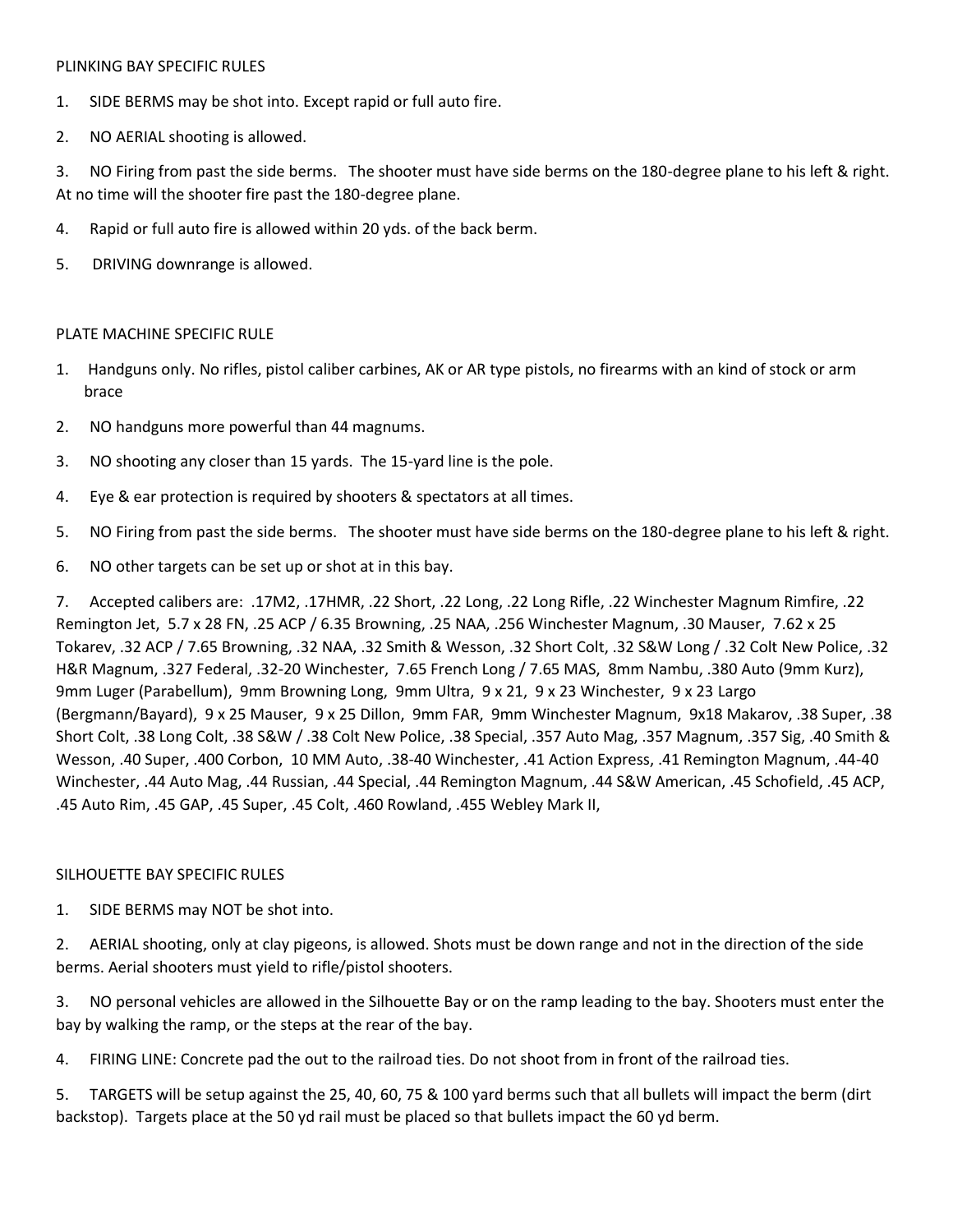PLINKING BAY SPECIFIC RULES

1. SIDE BERMS may be shot into. Except rapid or full auto fire.
2. NO AERIAL shooting is allowed.
3. NO Firing from past the side berms. The shooter must have side berms on the 180-degree plane to his left & right. At no time will the shooter fire past the 180-degree plane.
4. Rapid or full auto fire is allowed within 20 yds. of the back berm.
5. DRIVING downrange is allowed.

PLATE MACHINE SPECIFIC RULE

1. Handguns only. No rifles, pistol caliber carbines, AK or AR type pistols, no firearms with an kind of stock or arm brace
2. NO handguns more powerful than 44 magnums.
3. NO shooting any closer than 15 yards. The 15-yard line is the pole.
4. Eye & ear protection is required by shooters & spectators at all times.
5. NO Firing from past the side berms. The shooter must have side berms on the 180-degree plane to his left & right.
6. NO other targets can be set up or shot at in this bay.
7. Accepted calibers are: .17M2, .17HMR, .22 Short, .22 Long, .22 Long Rifle, .22 Winchester Magnum Rimfire, .22 Remington Jet, 5.7 x 28 FN, .25 ACP / 6.35 Browning, .25 NAA, .256 Winchester Magnum, .30 Mauser, 7.62 x 25 Tokarev, .32 ACP / 7.65 Browning, .32 NAA, .32 Smith & Wesson, .32 Short Colt, .32 S&W Long / .32 Colt New Police, .32 H&R Magnum, .327 Federal, .32-20 Winchester, 7.65 French Long / 7.65 MAS, 8mm Nambu, .380 Auto (9mm Kurz), 9mm Luger (Parabellum), 9mm Browning Long, 9mm Ultra, 9 x 21, 9 x 23 Winchester, 9 x 23 Largo (Bergmann/Bayard), 9 x 25 Mauser, 9 x 25 Dillon, 9mm FAR, 9mm Winchester Magnum, 9x18 Makarov, .38 Super, .38 Short Colt, .38 Long Colt, .38 S&W / .38 Colt New Police, .38 Special, .357 Auto Mag, .357 Magnum, .357 Sig, .40 Smith & Wesson, .40 Super, .400 Corbon, 10 MM Auto, .38-40 Winchester, .41 Action Express, .41 Remington Magnum, .44-40 Winchester, .44 Auto Mag, .44 Russian, .44 Special, .44 Remington Magnum, .44 S&W American, .45 Schofield, .45 ACP, .45 Auto Rim, .45 GAP, .45 Super, .45 Colt, .460 Rowland, .455 Webley Mark II,

SILHOUETTE BAY SPECIFIC RULES

1. SIDE BERMS may NOT be shot into.
2. AERIAL shooting, only at clay pigeons, is allowed. Shots must be down range and not in the direction of the side berms. Aerial shooters must yield to rifle/pistol shooters.
3. NO personal vehicles are allowed in the Silhouette Bay or on the ramp leading to the bay. Shooters must enter the bay by walking the ramp, or the steps at the rear of the bay.
4. FIRING LINE: Concrete pad the out to the railroad ties. Do not shoot from in front of the railroad ties.
5. TARGETS will be setup against the 25, 40, 60, 75 & 100 yard berms such that all bullets will impact the berm (dirt backstop). Targets place at the 50 yd rail must be placed so that bullets impact the 60 yd berm.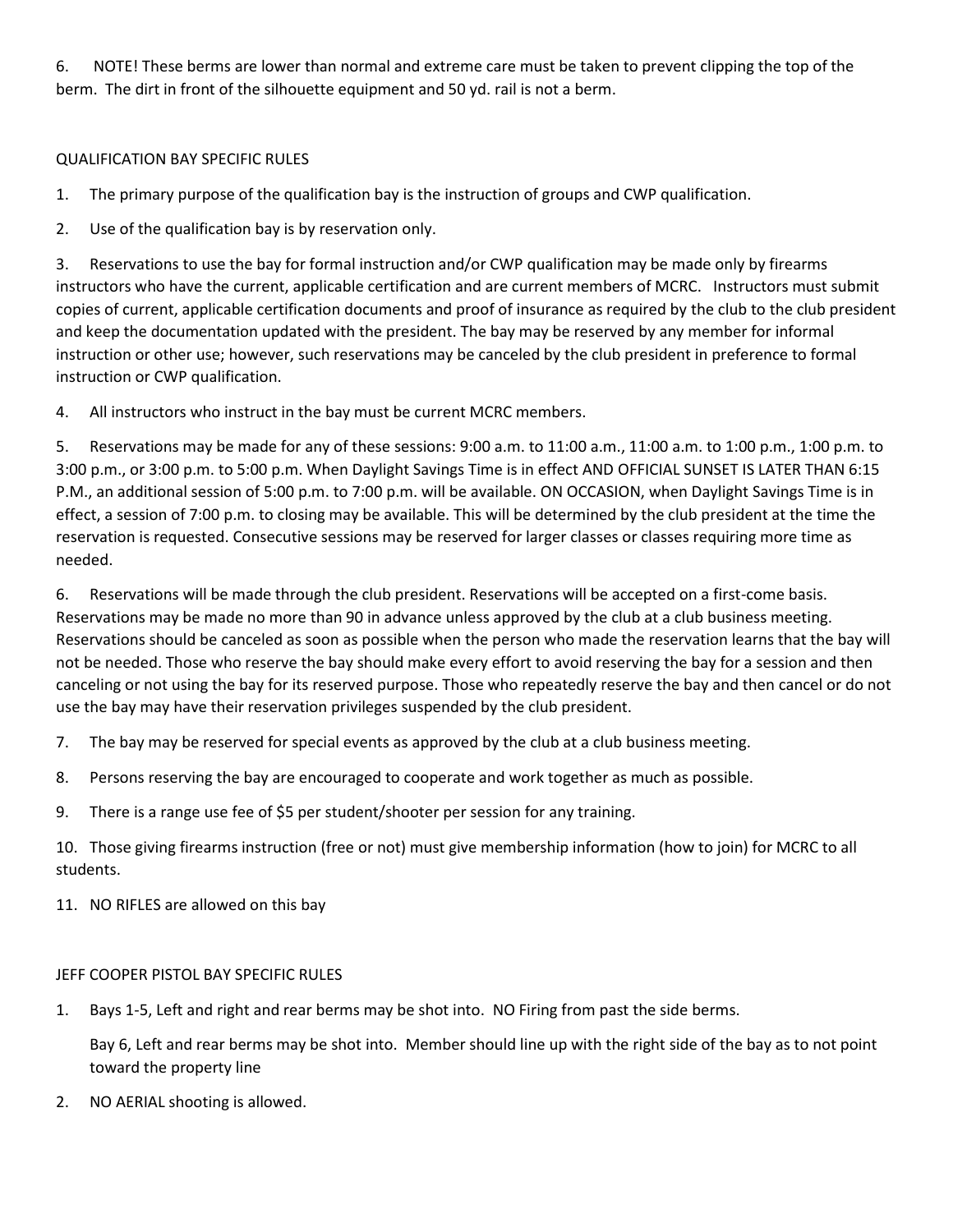6. NOTE! These berms are lower than normal and extreme care must be taken to prevent clipping the top of the berm. The dirt in front of the silhouette equipment and 50 yd. rail is not a berm.

QUALIFICATION BAY SPECIFIC RULES

1. The primary purpose of the qualification bay is the instruction of groups and CWP qualification.
2. Use of the qualification bay is by reservation only.
3. Reservations to use the bay for formal instruction and/or CWP qualification may be made only by firearms instructors who have the current, applicable certification and are current members of MCRC. Instructors must submit copies of current, applicable certification documents and proof of insurance as required by the club to the club president and keep the documentation updated with the president. The bay may be reserved by any member for informal instruction or other use; however, such reservations may be canceled by the club president in preference to formal instruction or CWP qualification.
4. All instructors who instruct in the bay must be current MCRC members.
5. Reservations may be made for any of these sessions: 9:00 a.m. to 11:00 a.m., 11:00 a.m. to 1:00 p.m., 1:00 p.m. to 3:00 p.m., or 3:00 p.m. to 5:00 p.m. When Daylight Savings Time is in effect AND OFFICIAL SUNSET IS LATER THAN 6:15 P.M., an additional session of 5:00 p.m. to 7:00 p.m. will be available. ON OCCASION, when Daylight Savings Time is in effect, a session of 7:00 p.m. to closing may be available. This will be determined by the club president at the time the reservation is requested. Consecutive sessions may be reserved for larger classes or classes requiring more time as needed.
6. Reservations will be made through the club president. Reservations will be accepted on a first-come basis. Reservations may be made no more than 90 in advance unless approved by the club at a club business meeting. Reservations should be canceled as soon as possible when the person who made the reservation learns that the bay will not be needed. Those who reserve the bay should make every effort to avoid reserving the bay for a session and then canceling or not using the bay for its reserved purpose. Those who repeatedly reserve the bay and then cancel or do not use the bay may have their reservation privileges suspended by the club president.
7. The bay may be reserved for special events as approved by the club at a club business meeting.
8. Persons reserving the bay are encouraged to cooperate and work together as much as possible.
9. There is a range use fee of $5 per student/shooter per session for any training.
10. Those giving firearms instruction (free or not) must give membership information (how to join) for MCRC to all students.
11. NO RIFLES are allowed on this bay

JEFF COOPER PISTOL BAY SPECIFIC RULES

1. Bays 1-5, Left and right and rear berms may be shot into. NO Firing from past the side berms.

   Bay 6, Left and rear berms may be shot into. Member should line up with the right side of the bay as to not point toward the property line
2. NO AERIAL shooting is allowed.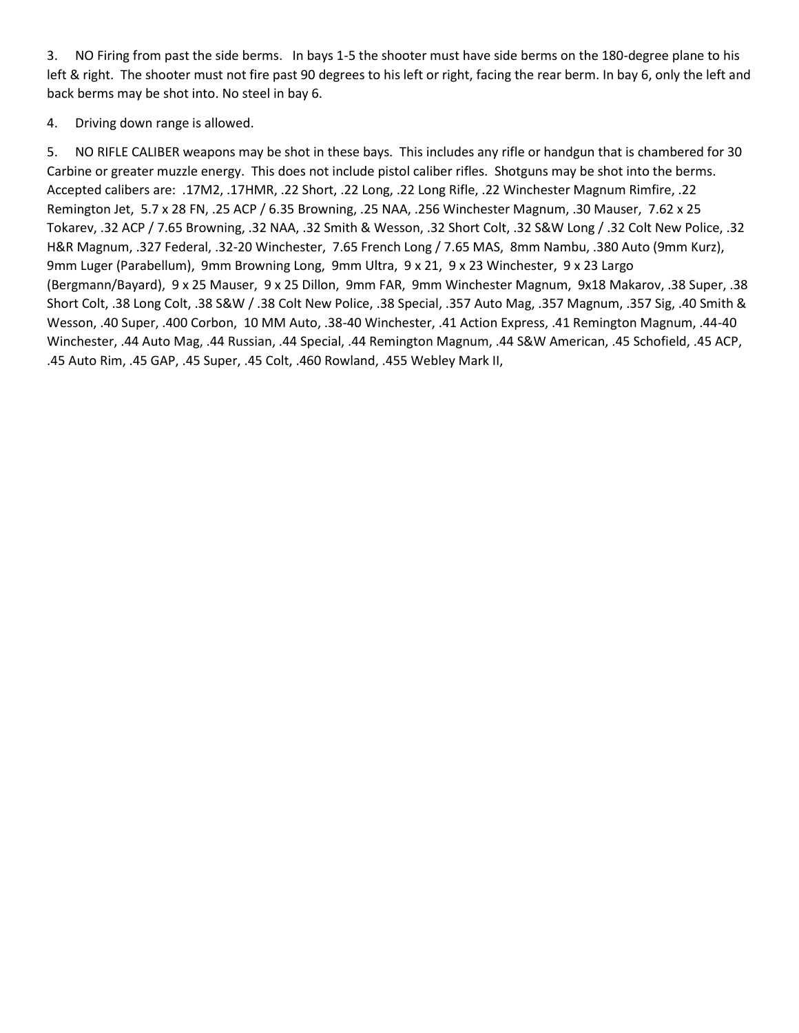3. NO Firing from past the side berms. In bays 1-5 the shooter must have side berms on the 180-degree plane to his left & right. The shooter must not fire past 90 degrees to his left or right, facing the rear berm. In bay 6, only the left and back berms may be shot into. No steel in bay 6.

4. Driving down range is allowed.

5. NO RIFLE CALIBER weapons may be shot in these bays. This includes any rifle or handgun that is chambered for 30 Carbine or greater muzzle energy. This does not include pistol caliber rifles. Shotguns may be shot into the berms. Accepted calibers are: .17M2, .17HMR, .22 Short, .22 Long, .22 Long Rifle, .22 Winchester Magnum Rimfire, .22 Remington Jet, 5.7 x 28 FN, .25 ACP / 6.35 Browning, .25 NAA, .256 Winchester Magnum, .30 Mauser, 7.62 x 25 Tokarev, .32 ACP / 7.65 Browning, .32 NAA, .32 Smith & Wesson, .32 Short Colt, .32 S&W Long / .32 Colt New Police, .32 H&R Magnum, .327 Federal, .32-20 Winchester, 7.65 French Long / 7.65 MAS, 8mm Nambu, .380 Auto (9mm Kurz), 9mm Luger (Parabellum), 9mm Browning Long, 9mm Ultra, 9 x 21, 9 x 23 Winchester, 9 x 23 Largo (Bergmann/Bayard), 9 x 25 Mauser, 9 x 25 Dillon, 9mm FAR, 9mm Winchester Magnum, 9x18 Makarov, .38 Super, .38 Short Colt, .38 Long Colt, .38 S&W / .38 Colt New Police, .38 Special, .357 Auto Mag, .357 Magnum, .357 Sig, .40 Smith & Wesson, .40 Super, .400 Corbon, 10 MM Auto, .38-40 Winchester, .41 Action Express, .41 Remington Magnum, .44-40 Winchester, .44 Auto Mag, .44 Russian, .44 Special, .44 Remington Magnum, .44 S&W American, .45 Schofield, .45 ACP, .45 Auto Rim, .45 GAP, .45 Super, .45 Colt, .460 Rowland, .455 Webley Mark II,